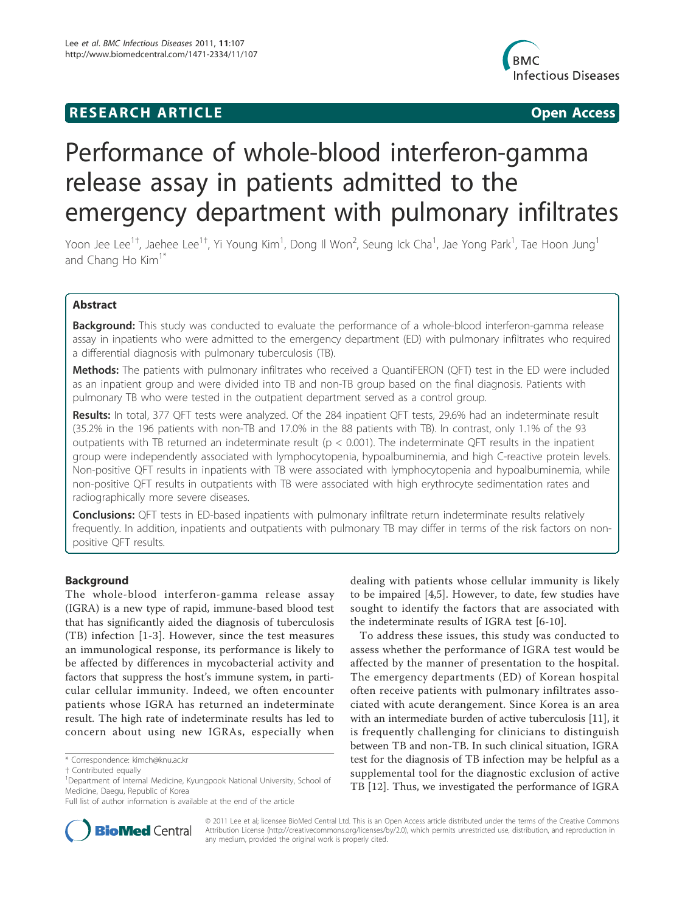**RESEARCH ARTICLE** **Open Access**

# Performance of whole-blood interferon-gamma release assay in patients admitted to the emergency department with pulmonary infiltrates

Yoon Jee Lee[1†], Jaehee Lee[1†], Yi Young Kim[1], Dong Il Won[2], Seung Ick Cha[1], Jae Yong Park[1], Tae Hoon Jung[1] and Chang Ho Kim[1*]

## Abstract

**Background:** This study was conducted to evaluate the performance of a whole-blood interferon-gamma release assay in inpatients who were admitted to the emergency department (ED) with pulmonary infiltrates who required a differential diagnosis with pulmonary tuberculosis (TB).

**Methods:** The patients with pulmonary infiltrates who received a QuantiFERON (QFT) test in the ED were included as an inpatient group and were divided into TB and non-TB group based on the final diagnosis. Patients with pulmonary TB who were tested in the outpatient department served as a control group.

**Results:** In total, 377 QFT tests were analyzed. Of the 284 inpatient QFT tests, 29.6% had an indeterminate result (35.2% in the 196 patients with non-TB and 17.0% in the 88 patients with TB). In contrast, only 1.1% of the 93 outpatients with TB returned an indeterminate result ($p < 0.001$). The indeterminate QFT results in the inpatient group were independently associated with lymphocytopenia, hypoalbuminemia, and high C-reactive protein levels. Non-positive QFT results in inpatients with TB were associated with lymphocytopenia and hypoalbuminemia, while non-positive QFT results in outpatients with TB were associated with high erythrocyte sedimentation rates and radiographically more severe diseases.

**Conclusions:** QFT tests in ED-based inpatients with pulmonary infiltrate return indeterminate results relatively frequently. In addition, inpatients and outpatients with pulmonary TB may differ in terms of the risk factors on non-positive QFT results.

## Background

The whole-blood interferon-gamma release assay (IGRA) is a new type of rapid, immune-based blood test that has significantly aided the diagnosis of tuberculosis (TB) infection [1-3]. However, since the test measures an immunological response, its performance is likely to be affected by differences in mycobacterial activity and factors that suppress the host's immune system, in particular cellular immunity. Indeed, we often encounter patients whose IGRA has returned an indeterminate result. The high rate of indeterminate results has led to concern about using new IGRAs, especially when dealing with patients whose cellular immunity is likely to be impaired [4,5]. However, to date, few studies have sought to identify the factors that are associated with the indeterminate results of IGRA test [6-10].

To address these issues, this study was conducted to assess whether the performance of IGRA test would be affected by the manner of presentation to the hospital. The emergency departments (ED) of Korean hospital often receive patients with pulmonary infiltrates associated with acute derangement. Since Korea is an area with an intermediate burden of active tuberculosis [11], it is frequently challenging for clinicians to distinguish between TB and non-TB. In such clinical situation, IGRA test for the diagnosis of TB infection may be helpful as a supplemental tool for the diagnostic exclusion of active TB [12]. Thus, we investigated the performance of IGRA

\* Correspondence: kimch@knu.ac.kr
† Contributed equally
[1]Department of Internal Medicine, Kyungpook National University, School of Medicine, Daegu, Republic of Korea
Full list of author information is available at the end of the article

© 2011 Lee et al; licensee BioMed Central Ltd. This is an Open Access article distributed under the terms of the Creative Commons Attribution License (http://creativecommons.org/licenses/by/2.0), which permits unrestricted use, distribution, and reproduction in any medium, provided the original work is properly cited.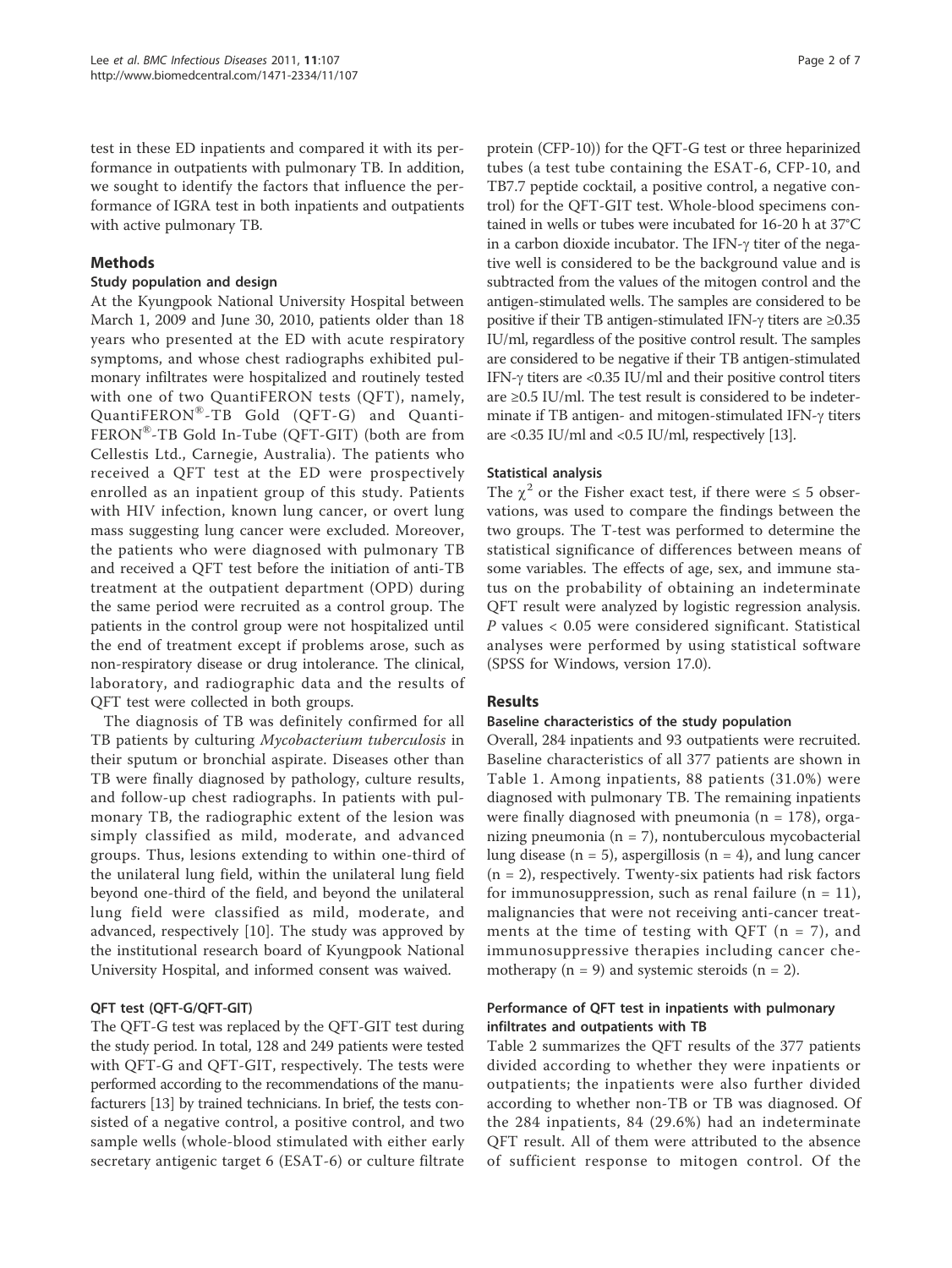test in these ED inpatients and compared it with its performance in outpatients with pulmonary TB. In addition, we sought to identify the factors that influence the performance of IGRA test in both inpatients and outpatients with active pulmonary TB.

## Methods

### Study population and design

At the Kyungpook National University Hospital between March 1, 2009 and June 30, 2010, patients older than 18 years who presented at the ED with acute respiratory symptoms, and whose chest radiographs exhibited pulmonary infiltrates were hospitalized and routinely tested with one of two QuantiFERON tests (QFT), namely, QuantiFERON®-TB Gold (QFT-G) and QuantiFERON®-TB Gold In-Tube (QFT-GIT) (both are from Cellestis Ltd., Carnegie, Australia). The patients who received a QFT test at the ED were prospectively enrolled as an inpatient group of this study. Patients with HIV infection, known lung cancer, or overt lung mass suggesting lung cancer were excluded. Moreover, the patients who were diagnosed with pulmonary TB and received a QFT test before the initiation of anti-TB treatment at the outpatient department (OPD) during the same period were recruited as a control group. The patients in the control group were not hospitalized until the end of treatment except if problems arose, such as non-respiratory disease or drug intolerance. The clinical, laboratory, and radiographic data and the results of QFT test were collected in both groups.

The diagnosis of TB was definitely confirmed for all TB patients by culturing *Mycobacterium tuberculosis* in their sputum or bronchial aspirate. Diseases other than TB were finally diagnosed by pathology, culture results, and follow-up chest radiographs. In patients with pulmonary TB, the radiographic extent of the lesion was simply classified as mild, moderate, and advanced groups. Thus, lesions extending to within one-third of the unilateral lung field, within the unilateral lung field beyond one-third of the field, and beyond the unilateral lung field were classified as mild, moderate, and advanced, respectively [10]. The study was approved by the institutional research board of Kyungpook National University Hospital, and informed consent was waived.

### QFT test (QFT-G/QFT-GIT)

The QFT-G test was replaced by the QFT-GIT test during the study period. In total, 128 and 249 patients were tested with QFT-G and QFT-GIT, respectively. The tests were performed according to the recommendations of the manufacturers [13] by trained technicians. In brief, the tests consisted of a negative control, a positive control, and two sample wells (whole-blood stimulated with either early secretary antigenic target 6 (ESAT-6) or culture filtrate protein (CFP-10)) for the QFT-G test or three heparinized tubes (a test tube containing the ESAT-6, CFP-10, and TB7.7 peptide cocktail, a positive control, a negative control) for the QFT-GIT test. Whole-blood specimens contained in wells or tubes were incubated for 16-20 h at 37°C in a carbon dioxide incubator. The IFN-γ titer of the negative well is considered to be the background value and is subtracted from the values of the mitogen control and the antigen-stimulated wells. The samples are considered to be positive if their TB antigen-stimulated IFN-γ titers are ≥0.35 IU/ml, regardless of the positive control result. The samples are considered to be negative if their TB antigen-stimulated IFN-γ titers are <0.35 IU/ml and their positive control titers are ≥0.5 IU/ml. The test result is considered to be indeterminate if TB antigen- and mitogen-stimulated IFN-γ titers are <0.35 IU/ml and <0.5 IU/ml, respectively [13].

### Statistical analysis

The $\chi^2$ or the Fisher exact test, if there were ≤ 5 observations, was used to compare the findings between the two groups. The T-test was performed to determine the statistical significance of differences between means of some variables. The effects of age, sex, and immune status on the probability of obtaining an indeterminate QFT result were analyzed by logistic regression analysis. $P$ values < 0.05 were considered significant. Statistical analyses were performed by using statistical software (SPSS for Windows, version 17.0).

## Results

### Baseline characteristics of the study population

Overall, 284 inpatients and 93 outpatients were recruited. Baseline characteristics of all 377 patients are shown in Table 1. Among inpatients, 88 patients (31.0%) were diagnosed with pulmonary TB. The remaining inpatients were finally diagnosed with pneumonia (n = 178), organizing pneumonia (n = 7), nontuberculous mycobacterial lung disease (n = 5), aspergillosis (n = 4), and lung cancer (n = 2), respectively. Twenty-six patients had risk factors for immunosuppression, such as renal failure (n = 11), malignancies that were not receiving anti-cancer treatments at the time of testing with QFT (n = 7), and immunosuppressive therapies including cancer chemotherapy (n = 9) and systemic steroids (n = 2).

### Performance of QFT test in inpatients with pulmonary infiltrates and outpatients with TB

Table 2 summarizes the QFT results of the 377 patients divided according to whether they were inpatients or outpatients; the inpatients were also further divided according to whether non-TB or TB was diagnosed. Of the 284 inpatients, 84 (29.6%) had an indeterminate QFT result. All of them were attributed to the absence of sufficient response to mitogen control. Of the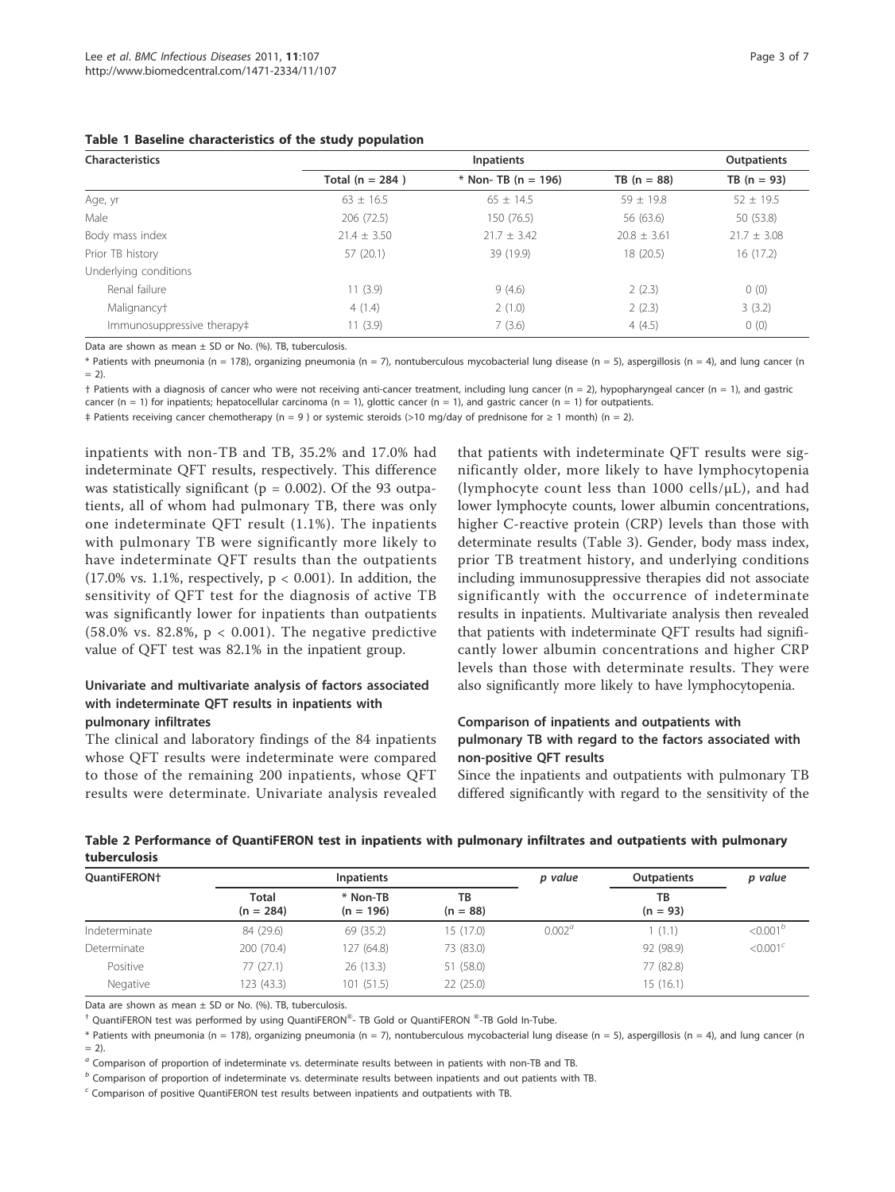**Table 1 Baseline characteristics of the study population**

| Characteristics | Inpatients | | | Outpatients |
|---|---|---|---|---|
| | Total (n = 284 ) | * Non- TB (n = 196) | TB (n = 88) | TB (n = 93) |
| Age, yr | 63 ± 16.5 | 65 ± 14.5 | 59 ± 19.8 | 52 ± 19.5 |
| Male | 206 (72.5) | 150 (76.5) | 56 (63.6) | 50 (53.8) |
| Body mass index | 21.4 ± 3.50 | 21.7 ± 3.42 | 20.8 ± 3.61 | 21.7 ± 3.08 |
| Prior TB history | 57 (20.1) | 39 (19.9) | 18 (20.5) | 16 (17.2) |
| Underlying conditions | | | | |
| Renal failure | 11 (3.9) | 9 (4.6) | 2 (2.3) | 0 (0) |
| Malignancy† | 4 (1.4) | 2 (1.0) | 2 (2.3) | 3 (3.2) |
| Immunosuppressive therapy‡ | 11 (3.9) | 7 (3.6) | 4 (4.5) | 0 (0) |

Data are shown as mean ± SD or No. (%). TB, tuberculosis.

* Patients with pneumonia (n = 178), organizing pneumonia (n = 7), nontuberculous mycobacterial lung disease (n = 5), aspergillosis (n = 4), and lung cancer (n = 2).

† Patients with a diagnosis of cancer who were not receiving anti-cancer treatment, including lung cancer (n = 2), hypopharyngeal cancer (n = 1), and gastric cancer (n = 1) for inpatients; hepatocellular carcinoma (n = 1), glottic cancer (n = 1), and gastric cancer (n = 1) for outpatients.

‡ Patients receiving cancer chemotherapy (n = 9 ) or systemic steroids (>10 mg/day of prednisone for ≥ 1 month) (n = 2).

inpatients with non-TB and TB, 35.2% and 17.0% had indeterminate QFT results, respectively. This difference was statistically significant ($p = 0.002$). Of the 93 outpatients, all of whom had pulmonary TB, there was only one indeterminate QFT result (1.1%). The inpatients with pulmonary TB were significantly more likely to have indeterminate QFT results than the outpatients (17.0% vs. 1.1%, respectively, $p < 0.001$). In addition, the sensitivity of QFT test for the diagnosis of active TB was significantly lower for inpatients than outpatients (58.0% vs. 82.8%, $p < 0.001$). The negative predictive value of QFT test was 82.1% in the inpatient group.

### Univariate and multivariate analysis of factors associated with indeterminate QFT results in inpatients with pulmonary infiltrates

The clinical and laboratory findings of the 84 inpatients whose QFT results were indeterminate were compared to those of the remaining 200 inpatients, whose QFT results were determinate. Univariate analysis revealed that patients with indeterminate QFT results were significantly older, more likely to have lymphocytopenia (lymphocyte count less than 1000 cells/μL), and had lower lymphocyte counts, lower albumin concentrations, higher C-reactive protein (CRP) levels than those with determinate results (Table 3). Gender, body mass index, prior TB treatment history, and underlying conditions including immunosuppressive therapies did not associate significantly with the occurrence of indeterminate results in inpatients. Multivariate analysis then revealed that patients with indeterminate QFT results had significantly lower albumin concentrations and higher CRP levels than those with determinate results. They were also significantly more likely to have lymphocytopenia.

### Comparison of inpatients and outpatients with pulmonary TB with regard to the factors associated with non-positive QFT results

Since the inpatients and outpatients with pulmonary TB differed significantly with regard to the sensitivity of the

**Table 2 Performance of QuantiFERON test in inpatients with pulmonary infiltrates and outpatients with pulmonary tuberculosis**

| QuantiFERON† | Inpatients | | | *p value* | Outpatients | *p value* |
|---|---|---|---|---|---|---|
| | Total (n = 284) | * Non-TB (n = 196) | TB (n = 88) | | TB (n = 93) | |
| Indeterminate | 84 (29.6) | 69 (35.2) | 15 (17.0) | 0.002[a] | 1 (1.1) | <0.001[b] |
| Determinate | 200 (70.4) | 127 (64.8) | 73 (83.0) | | 92 (98.9) | <0.001[c] |
| Positive | 77 (27.1) | 26 (13.3) | 51 (58.0) | | 77 (82.8) | |
| Negative | 123 (43.3) | 101 (51.5) | 22 (25.0) | | 15 (16.1) | |

Data are shown as mean ± SD or No. (%). TB, tuberculosis.

† QuantiFERON test was performed by using QuantiFERON®- TB Gold or QuantiFERON ®-TB Gold In-Tube.

* Patients with pneumonia (n = 178), organizing pneumonia (n = 7), nontuberculous mycobacterial lung disease (n = 5), aspergillosis (n = 4), and lung cancer (n = 2).

[a] Comparison of proportion of indeterminate vs. determinate results between in patients with non-TB and TB.

[b] Comparison of proportion of indeterminate vs. determinate results between inpatients and out patients with TB.

[c] Comparison of positive QuantiFERON test results between inpatients and outpatients with TB.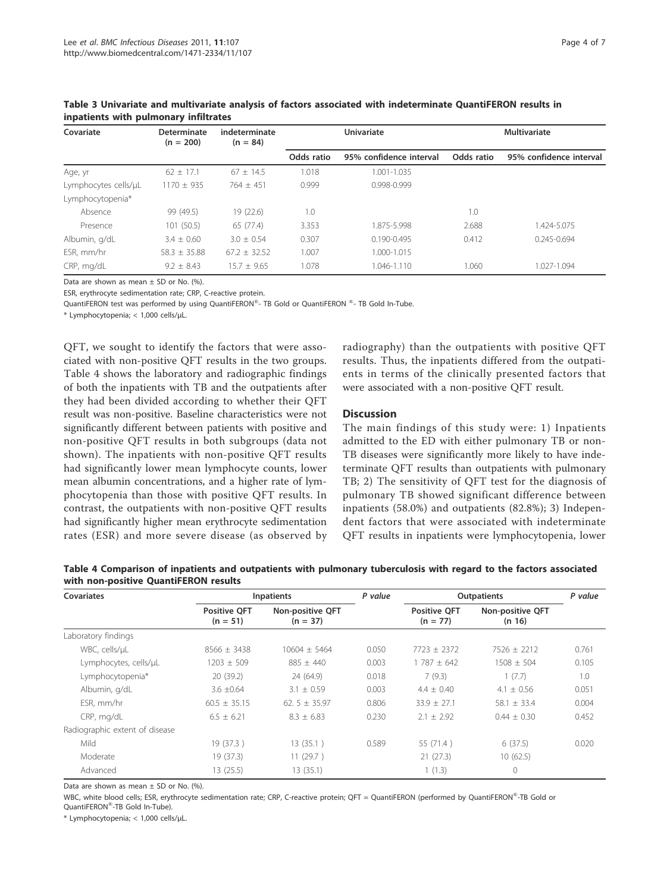**Table 3 Univariate and multivariate analysis of factors associated with indeterminate QuantiFERON results in inpatients with pulmonary infiltrates**

| Covariate | Determinate (n = 200) | indeterminate (n = 84) | Univariate | | Multivariate | |
|---|---|---|---|---|---|---|
| | | | Odds ratio | 95% confidence interval | Odds ratio | 95% confidence interval |
| Age, yr | 62 ± 17.1 | 67 ± 14.5 | 1.018 | 1.001-1.035 | | |
| Lymphocytes cells/μL | 1170 ± 935 | 764 ± 451 | 0.999 | 0.998-0.999 | | |
| Lymphocytopenia* | | | | | | |
| Absence | 99 (49.5) | 19 (22.6) | 1.0 | | 1.0 | |
| Presence | 101 (50.5) | 65 (77.4) | 3.353 | 1.875-5.998 | 2.688 | 1.424-5.075 |
| Albumin, g/dL | 3.4 ± 0.60 | 3.0 ± 0.54 | 0.307 | 0.190-0.495 | 0.412 | 0.245-0.694 |
| ESR, mm/hr | 58.3 ± 35.88 | 67.2 ± 32.52 | 1.007 | 1.000-1.015 | | |
| CRP, mg/dL | 9.2 ± 8.43 | 15.7 ± 9.65 | 1.078 | 1.046-1.110 | 1.060 | 1.027-1.094 |

Data are shown as mean ± SD or No. (%).

ESR, erythrocyte sedimentation rate; CRP, C-reactive protein.

QuantiFERON test was performed by using QuantiFERON®- TB Gold or QuantiFERON ®- TB Gold In-Tube.

* Lymphocytopenia; < 1,000 cells/μL.

QFT, we sought to identify the factors that were associated with non-positive QFT results in the two groups. Table 4 shows the laboratory and radiographic findings of both the inpatients with TB and the outpatients after they had been divided according to whether their QFT result was non-positive. Baseline characteristics were not significantly different between patients with positive and non-positive QFT results in both subgroups (data not shown). The inpatients with non-positive QFT results had significantly lower mean lymphocyte counts, lower mean albumin concentrations, and a higher rate of lymphocytopenia than those with positive QFT results. In contrast, the outpatients with non-positive QFT results had significantly higher mean erythrocyte sedimentation rates (ESR) and more severe disease (as observed by radiography) than the outpatients with positive QFT results. Thus, the inpatients differed from the outpatients in terms of the clinically presented factors that were associated with a non-positive QFT result.

## Discussion

The main findings of this study were: 1) Inpatients admitted to the ED with either pulmonary TB or non-TB diseases were significantly more likely to have indeterminate QFT results than outpatients with pulmonary TB; 2) The sensitivity of QFT test for the diagnosis of pulmonary TB showed significant difference between inpatients (58.0%) and outpatients (82.8%); 3) Independent factors that were associated with indeterminate QFT results in inpatients were lymphocytopenia, lower

**Table 4 Comparison of inpatients and outpatients with pulmonary tuberculosis with regard to the factors associated with non-positive QuantiFERON results**

| Covariates | Inpatients | | P value | Outpatients | | P value |
|---|---|---|---|---|---|---|
| | Positive QFT (n = 51) | Non-positive QFT (n = 37) | | Positive QFT (n = 77) | Non-positive QFT (n 16) | |
| Laboratory findings | | | | | | |
| WBC, cells/μL | 8566 ± 3438 | 10604 ± 5464 | 0.050 | 7723 ± 2372 | 7526 ± 2212 | 0.761 |
| Lymphocytes, cells/μL | 1203 ± 509 | 885 ± 440 | 0.003 | 1 787 ± 642 | 1508 ± 504 | 0.105 |
| Lymphocytopenia* | 20 (39.2) | 24 (64.9) | 0.018 | 7 (9.3) | 1 (7.7) | 1.0 |
| Albumin, g/dL | 3.6 ±0.64 | 3.1 ± 0.59 | 0.003 | 4.4 ± 0.40 | 4.1 ± 0.56 | 0.051 |
| ESR, mm/hr | 60.5 ± 35.15 | 62. 5 ± 35.97 | 0.806 | 33.9 ± 27.1 | 58.1 ± 33.4 | 0.004 |
| CRP, mg/dL | 6.5 ± 6.21 | 8.3 ± 6.83 | 0.230 | 2.1 ± 2.92 | 0.44 ± 0.30 | 0.452 |
| Radiographic extent of disease | | | | | | |
| Mild | 19 (37.3 ) | 13 (35.1 ) | 0.589 | 55 (71.4 ) | 6 (37.5) | 0.020 |
| Moderate | 19 (37.3) | 11 (29.7 ) | | 21 (27.3) | 10 (62.5) | |
| Advanced | 13 (25.5) | 13 (35.1) | | 1 (1.3) | 0 | |

Data are shown as mean ± SD or No. (%).

WBC, white blood cells; ESR, erythrocyte sedimentation rate; CRP, C-reactive protein; QFT = QuantiFERON (performed by QuantiFERON®-TB Gold or QuantiFERON®-TB Gold In-Tube).

* Lymphocytopenia; < 1,000 cells/μL.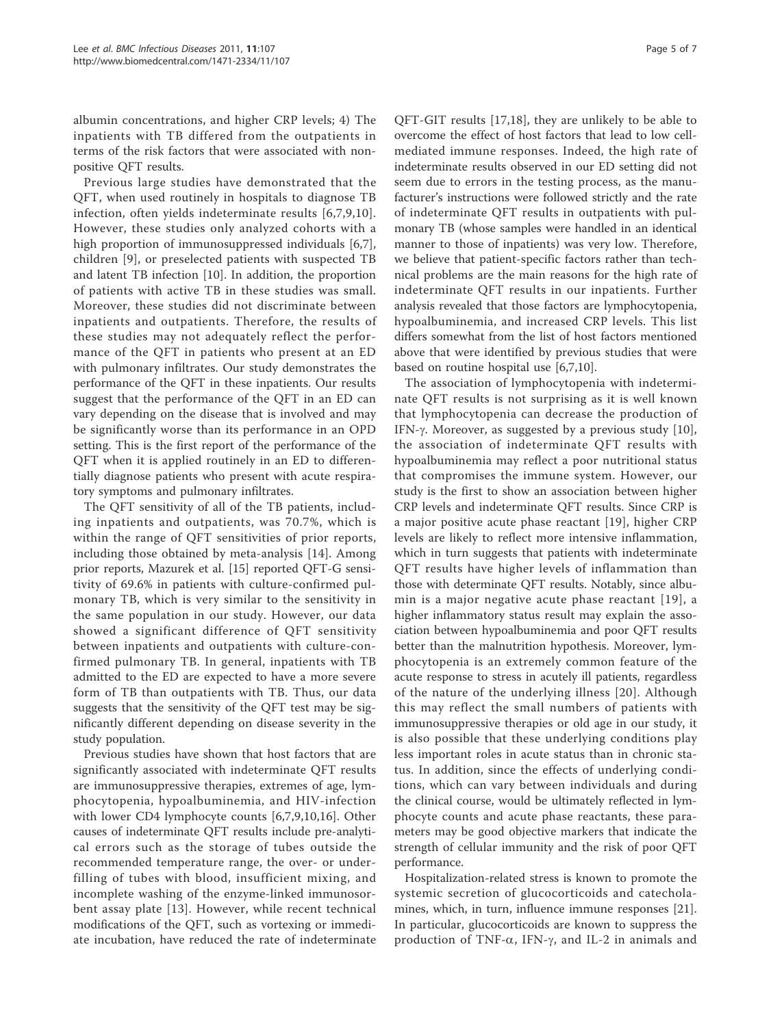albumin concentrations, and higher CRP levels; 4) The inpatients with TB differed from the outpatients in terms of the risk factors that were associated with non-positive QFT results.

Previous large studies have demonstrated that the QFT, when used routinely in hospitals to diagnose TB infection, often yields indeterminate results [6,7,9,10]. However, these studies only analyzed cohorts with a high proportion of immunosuppressed individuals [6,7], children [9], or preselected patients with suspected TB and latent TB infection [10]. In addition, the proportion of patients with active TB in these studies was small. Moreover, these studies did not discriminate between inpatients and outpatients. Therefore, the results of these studies may not adequately reflect the performance of the QFT in patients who present at an ED with pulmonary infiltrates. Our study demonstrates the performance of the QFT in these inpatients. Our results suggest that the performance of the QFT in an ED can vary depending on the disease that is involved and may be significantly worse than its performance in an OPD setting. This is the first report of the performance of the QFT when it is applied routinely in an ED to differentially diagnose patients who present with acute respiratory symptoms and pulmonary infiltrates.

The QFT sensitivity of all of the TB patients, including inpatients and outpatients, was 70.7%, which is within the range of QFT sensitivities of prior reports, including those obtained by meta-analysis [14]. Among prior reports, Mazurek et al. [15] reported QFT-G sensitivity of 69.6% in patients with culture-confirmed pulmonary TB, which is very similar to the sensitivity in the same population in our study. However, our data showed a significant difference of QFT sensitivity between inpatients and outpatients with culture-confirmed pulmonary TB. In general, inpatients with TB admitted to the ED are expected to have a more severe form of TB than outpatients with TB. Thus, our data suggests that the sensitivity of the QFT test may be significantly different depending on disease severity in the study population.

Previous studies have shown that host factors that are significantly associated with indeterminate QFT results are immunosuppressive therapies, extremes of age, lymphocytopenia, hypoalbuminemia, and HIV-infection with lower CD4 lymphocyte counts [6,7,9,10,16]. Other causes of indeterminate QFT results include pre-analytical errors such as the storage of tubes outside the recommended temperature range, the over- or under-filling of tubes with blood, insufficient mixing, and incomplete washing of the enzyme-linked immunosorbent assay plate [13]. However, while recent technical modifications of the QFT, such as vortexing or immediate incubation, have reduced the rate of indeterminate QFT-GIT results [17,18], they are unlikely to be able to overcome the effect of host factors that lead to low cell-mediated immune responses. Indeed, the high rate of indeterminate results observed in our ED setting did not seem due to errors in the testing process, as the manufacturer's instructions were followed strictly and the rate of indeterminate QFT results in outpatients with pulmonary TB (whose samples were handled in an identical manner to those of inpatients) was very low. Therefore, we believe that patient-specific factors rather than technical problems are the main reasons for the high rate of indeterminate QFT results in our inpatients. Further analysis revealed that those factors are lymphocytopenia, hypoalbuminemia, and increased CRP levels. This list differs somewhat from the list of host factors mentioned above that were identified by previous studies that were based on routine hospital use [6,7,10].

The association of lymphocytopenia with indeterminate QFT results is not surprising as it is well known that lymphocytopenia can decrease the production of IFN-γ. Moreover, as suggested by a previous study [10], the association of indeterminate QFT results with hypoalbuminemia may reflect a poor nutritional status that compromises the immune system. However, our study is the first to show an association between higher CRP levels and indeterminate QFT results. Since CRP is a major positive acute phase reactant [19], higher CRP levels are likely to reflect more intensive inflammation, which in turn suggests that patients with indeterminate QFT results have higher levels of inflammation than those with determinate QFT results. Notably, since albumin is a major negative acute phase reactant [19], a higher inflammatory status result may explain the association between hypoalbuminemia and poor QFT results better than the malnutrition hypothesis. Moreover, lymphocytopenia is an extremely common feature of the acute response to stress in acutely ill patients, regardless of the nature of the underlying illness [20]. Although this may reflect the small numbers of patients with immunosuppressive therapies or old age in our study, it is also possible that these underlying conditions play less important roles in acute status than in chronic status. In addition, since the effects of underlying conditions, which can vary between individuals and during the clinical course, would be ultimately reflected in lymphocyte counts and acute phase reactants, these parameters may be good objective markers that indicate the strength of cellular immunity and the risk of poor QFT performance.

Hospitalization-related stress is known to promote the systemic secretion of glucocorticoids and catecholamines, which, in turn, influence immune responses [21]. In particular, glucocorticoids are known to suppress the production of TNF-α, IFN-γ, and IL-2 in animals and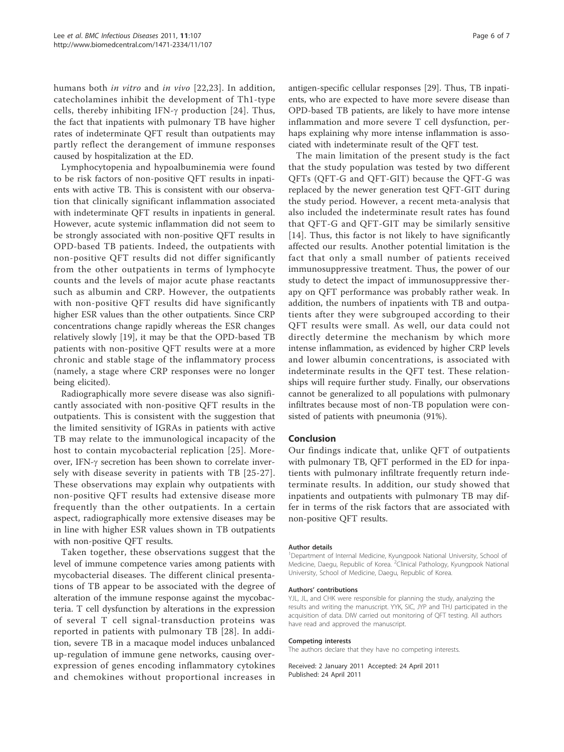humans both *in vitro* and *in vivo* [22,23]. In addition, catecholamines inhibit the development of Th1-type cells, thereby inhibiting IFN-γ production [24]. Thus, the fact that inpatients with pulmonary TB have higher rates of indeterminate QFT result than outpatients may partly reflect the derangement of immune responses caused by hospitalization at the ED.

Lymphocytopenia and hypoalbuminemia were found to be risk factors of non-positive QFT results in inpatients with active TB. This is consistent with our observation that clinically significant inflammation associated with indeterminate QFT results in inpatients in general. However, acute systemic inflammation did not seem to be strongly associated with non-positive QFT results in OPD-based TB patients. Indeed, the outpatients with non-positive QFT results did not differ significantly from the other outpatients in terms of lymphocyte counts and the levels of major acute phase reactants such as albumin and CRP. However, the outpatients with non-positive QFT results did have significantly higher ESR values than the other outpatients. Since CRP concentrations change rapidly whereas the ESR changes relatively slowly [19], it may be that the OPD-based TB patients with non-positive QFT results were at a more chronic and stable stage of the inflammatory process (namely, a stage where CRP responses were no longer being elicited).

Radiographically more severe disease was also significantly associated with non-positive QFT results in the outpatients. This is consistent with the suggestion that the limited sensitivity of IGRAs in patients with active TB may relate to the immunological incapacity of the host to contain mycobacterial replication [25]. Moreover, IFN-γ secretion has been shown to correlate inversely with disease severity in patients with TB [25-27]. These observations may explain why outpatients with non-positive QFT results had extensive disease more frequently than the other outpatients. In a certain aspect, radiographically more extensive diseases may be in line with higher ESR values shown in TB outpatients with non-positive QFT results.

Taken together, these observations suggest that the level of immune competence varies among patients with mycobacterial diseases. The different clinical presentations of TB appear to be associated with the degree of alteration of the immune response against the mycobacteria. T cell dysfunction by alterations in the expression of several T cell signal-transduction proteins was reported in patients with pulmonary TB [28]. In addition, severe TB in a macaque model induces unbalanced up-regulation of immune gene networks, causing over-expression of genes encoding inflammatory cytokines and chemokines without proportional increases in antigen-specific cellular responses [29]. Thus, TB inpatients, who are expected to have more severe disease than OPD-based TB patients, are likely to have more intense inflammation and more severe T cell dysfunction, perhaps explaining why more intense inflammation is associated with indeterminate result of the QFT test.

The main limitation of the present study is the fact that the study population was tested by two different QFTs (QFT-G and QFT-GIT) because the QFT-G was replaced by the newer generation test QFT-GIT during the study period. However, a recent meta-analysis that also included the indeterminate result rates has found that QFT-G and QFT-GIT may be similarly sensitive [14]. Thus, this factor is not likely to have significantly affected our results. Another potential limitation is the fact that only a small number of patients received immunosuppressive treatment. Thus, the power of our study to detect the impact of immunosuppressive therapy on QFT performance was probably rather weak. In addition, the numbers of inpatients with TB and outpatients after they were subgrouped according to their QFT results were small. As well, our data could not directly determine the mechanism by which more intense inflammation, as evidenced by higher CRP levels and lower albumin concentrations, is associated with indeterminate results in the QFT test. These relationships will require further study. Finally, our observations cannot be generalized to all populations with pulmonary infiltrates because most of non-TB population were consisted of patients with pneumonia (91%).

## Conclusion

Our findings indicate that, unlike QFT of outpatients with pulmonary TB, QFT performed in the ED for inpatients with pulmonary infiltrate frequently return indeterminate results. In addition, our study showed that inpatients and outpatients with pulmonary TB may differ in terms of the risk factors that are associated with non-positive QFT results.

#### Author details

[1]Department of Internal Medicine, Kyungpook National University, School of Medicine, Daegu, Republic of Korea. [2]Clinical Pathology, Kyungpook National University, School of Medicine, Daegu, Republic of Korea.

#### Authors' contributions

YJL, JL, and CHK were responsible for planning the study, analyzing the results and writing the manuscript. YYK, SIC, JYP and THJ participated in the acquisition of data. DIW carried out monitoring of QFT testing. All authors have read and approved the manuscript.

#### Competing interests

The authors declare that they have no competing interests.

Received: 2 January 2011 Accepted: 24 April 2011
Published: 24 April 2011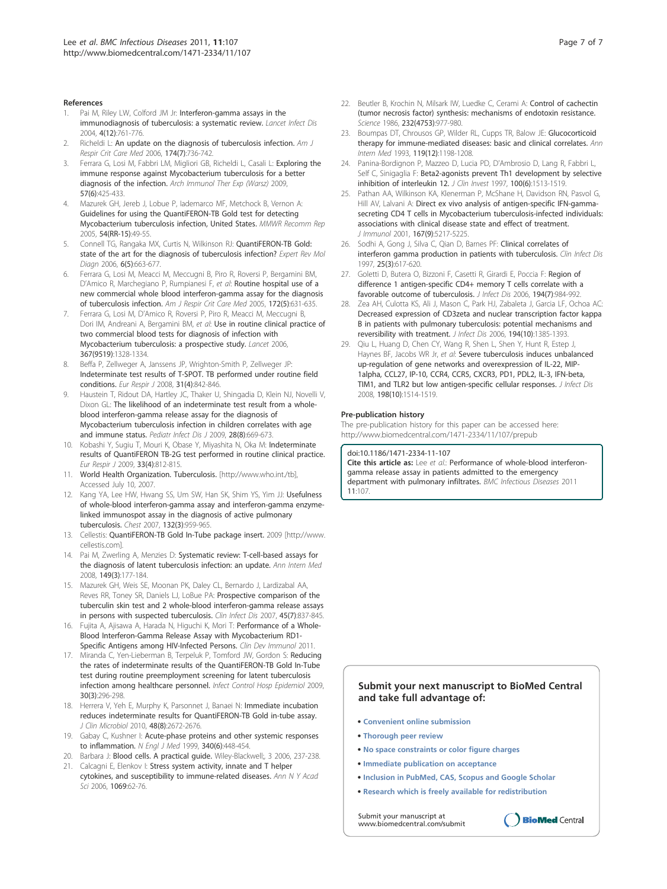## References

1. Pai M, Riley LW, Colford JM Jr: **Interferon-gamma assays in the immunodiagnosis of tuberculosis: a systematic review.** *Lancet Infect Dis* 2004, **4(12)**:761-776.
2. Richeldi L: **An update on the diagnosis of tuberculosis infection.** *Am J Respir Crit Care Med* 2006, **174(7)**:736-742.
3. Ferrara G, Losi M, Fabbri LM, Migliori GB, Richeldi L, Casali L: **Exploring the immune response against Mycobacterium tuberculosis for a better diagnosis of the infection.** *Arch Immunol Ther Exp (Warsz)* 2009, **57(6)**:425-433.
4. Mazurek GH, Jereb J, Lobue P, Iademarco MF, Metchock B, Vernon A: **Guidelines for using the QuantiFERON-TB Gold test for detecting Mycobacterium tuberculosis infection, United States.** *MMWR Recomm Rep* 2005, **54(RR-15)**:49-55.
5. Connell TG, Rangaka MX, Curtis N, Wilkinson RJ: **QuantiFERON-TB Gold: state of the art for the diagnosis of tuberculosis infection?** *Expert Rev Mol Diagn* 2006, **6(5)**:663-677.
6. Ferrara G, Losi M, Meacci M, Meccugni B, Piro R, Roversi P, Bergamini BM, D'Amico R, Marchegiano P, Rumpianesi F, *et al*: **Routine hospital use of a new commercial whole blood interferon-gamma assay for the diagnosis of tuberculosis infection.** *Am J Respir Crit Care Med* 2005, **172(5)**:631-635.
7. Ferrara G, Losi M, D'Amico R, Roversi P, Piro R, Meacci M, Meccugni B, Dori IM, Andreani A, Bergamini BM, *et al*: **Use in routine clinical practice of two commercial blood tests for diagnosis of infection with Mycobacterium tuberculosis: a prospective study.** *Lancet* 2006, **367(9519)**:1328-1334.
8. Beffa P, Zellweger A, Janssens JP, Wrighton-Smith P, Zellweger JP: **Indeterminate test results of T-SPOT. TB performed under routine field conditions.** *Eur Respir J* 2008, **31(4)**:842-846.
9. Haustein T, Ridout DA, Hartley JC, Thaker U, Shingadia D, Klein NJ, Novelli V, Dixon GL: **The likelihood of an indeterminate test result from a whole-blood interferon-gamma release assay for the diagnosis of Mycobacterium tuberculosis infection in children correlates with age and immune status.** *Pediatr Infect Dis J* 2009, **28(8)**:669-673.
10. Kobashi Y, Sugiu T, Mouri K, Obase Y, Miyashita N, Oka M: **Indeterminate results of QuantiFERON TB-2G test performed in routine clinical practice.** *Eur Respir J* 2009, **33(4)**:812-815.
11. World Health Organization. **Tuberculosis.** [http://www.who.int/tb], Accessed July 10, 2007.
12. Kang YA, Lee HW, Hwang SS, Um SW, Han SK, Shim YS, Yim JJ: **Usefulness of whole-blood interferon-gamma assay and interferon-gamma enzyme-linked immunospot assay in the diagnosis of active pulmonary tuberculosis.** *Chest* 2007, **132(3)**:959-965.
13. Cellestis: **QuantiFERON-TB Gold In-Tube package insert.** 2009 [http://www.cellestis.com].
14. Pai M, Zwerling A, Menzies D: **Systematic review: T-cell-based assays for the diagnosis of latent tuberculosis infection: an update.** *Ann Intern Med* 2008, **149(3)**:177-184.
15. Mazurek GH, Weis SE, Moonan PK, Daley CL, Bernardo J, Lardizabal AA, Reves RR, Toney SR, Daniels LJ, LoBue PA: **Prospective comparison of the tuberculin skin test and 2 whole-blood interferon-gamma release assays in persons with suspected tuberculosis.** *Clin Infect Dis* 2007, **45(7)**:837-845.
16. Fujita A, Ajisawa A, Harada N, Higuchi K, Mori T: **Performance of a Whole-Blood Interferon-Gamma Release Assay with Mycobacterium RD1-Specific Antigens among HIV-Infected Persons.** *Clin Dev Immunol* 2011.
17. Miranda C, Yen-Lieberman B, Terpeluk P, Tomford JW, Gordon S: **Reducing the rates of indeterminate results of the QuantiFERON-TB Gold In-Tube test during routine preemployment screening for latent tuberculosis infection among healthcare personnel.** *Infect Control Hosp Epidemiol* 2009, **30(3)**:296-298.
18. Herrera V, Yeh E, Murphy K, Parsonnet J, Banaei N: **Immediate incubation reduces indeterminate results for QuantiFERON-TB Gold in-tube assay.** *J Clin Microbiol* 2010, **48(8)**:2672-2676.
19. Gabay C, Kushner I: **Acute-phase proteins and other systemic responses to inflammation.** *N Engl J Med* 1999, **340(6)**:448-454.
20. Barbara J: **Blood cells. A practical guide.** Wiley-Blackwell;, 3 2006, 237-238.
21. Calcagni E, Elenkov I: **Stress system activity, innate and T helper cytokines, and susceptibility to immune-related diseases.** *Ann N Y Acad Sci* 2006, **1069**:62-76.
22. Beutler B, Krochin N, Milsark IW, Luedke C, Cerami A: **Control of cachectin (tumor necrosis factor) synthesis: mechanisms of endotoxin resistance.** *Science* 1986, **232(4753)**:977-980.
23. Boumpas DT, Chrousos GP, Wilder RL, Cupps TR, Balow JE: **Glucocorticoid therapy for immune-mediated diseases: basic and clinical correlates.** *Ann Intern Med* 1993, **119(12)**:1198-1208.
24. Panina-Bordignon P, Mazzeo D, Lucia PD, D'Ambrosio D, Lang R, Fabbri L, Self C, Sinigaglia F: **Beta2-agonists prevent Th1 development by selective inhibition of interleukin 12.** *J Clin Invest* 1997, **100(6)**:1513-1519.
25. Pathan AA, Wilkinson KA, Klenerman P, McShane H, Davidson RN, Pasvol G, Hill AV, Lalvani A: **Direct ex vivo analysis of antigen-specific IFN-gamma-secreting CD4 T cells in Mycobacterium tuberculosis-infected individuals: associations with clinical disease state and effect of treatment.** *J Immunol* 2001, **167(9)**:5217-5225.
26. Sodhi A, Gong J, Silva C, Qian D, Barnes PF: **Clinical correlates of interferon gamma production in patients with tuberculosis.** *Clin Infect Dis* 1997, **25(3)**:617-620.
27. Goletti D, Butera O, Bizzoni F, Casetti R, Girardi E, Poccia F: **Region of difference 1 antigen-specific CD4+ memory T cells correlate with a favorable outcome of tuberculosis.** *J Infect Dis* 2006, **194(7)**:984-992.
28. Zea AH, Culotta KS, Ali J, Mason C, Park HJ, Zabaleta J, Garcia LF, Ochoa AC: **Decreased expression of CD3zeta and nuclear transcription factor kappa B in patients with pulmonary tuberculosis: potential mechanisms and reversibility with treatment.** *J Infect Dis* 2006, **194(10)**:1385-1393.
29. Qiu L, Huang D, Chen CY, Wang R, Shen L, Shen Y, Hunt R, Estep J, Haynes BF, Jacobs WR Jr, *et al*: **Severe tuberculosis induces unbalanced up-regulation of gene networks and overexpression of IL-22, MIP-1alpha, CCL27, IP-10, CCR4, CCR5, CXCR3, PD1, PDL2, IL-3, IFN-beta, TIM1, and TLR2 but low antigen-specific cellular responses.** *J Infect Dis* 2008, **198(10)**:1514-1519.

### Pre-publication history

The pre-publication history for this paper can be accessed here: http://www.biomedcentral.com/1471-2334/11/107/prepub

doi:10.1186/1471-2334-11-107

**Cite this article as:** Lee *et al.*: Performance of whole-blood interferon-gamma release assay in patients admitted to the emergency department with pulmonary infiltrates. *BMC Infectious Diseases* 2011 11:107.

**Submit your next manuscript to BioMed Central and take full advantage of:**

- Convenient online submission
- Thorough peer review
- No space constraints or color figure charges
- Immediate publication on acceptance
- Inclusion in PubMed, CAS, Scopus and Google Scholar
- Research which is freely available for redistribution

Submit your manuscript at www.biomedcentral.com/submit

BioMed Central